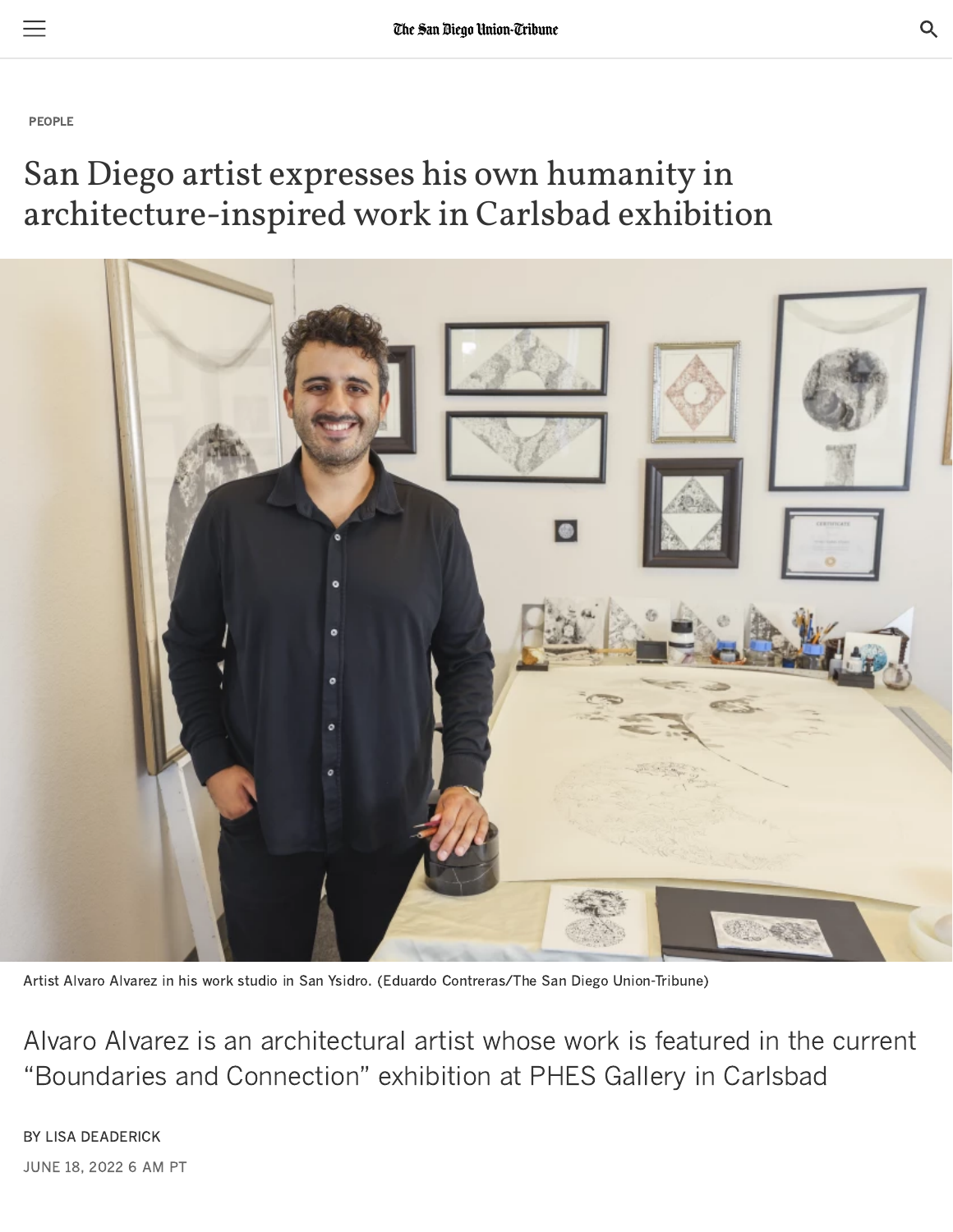PEOPLE

# San Diego artist expresses his own humanity in architecture-inspired work in Carlsbad exhibition

Artist Alvaro Alvarez in his work studio in San Ysidro. (Eduardo Contreras/The San Diego Union-Tribune)

Alvaro Alvarez is an architectural artist whose work is featured in the current "Boundaries and Connection" exhibition at PHES Gallery in Carlsbad

BY LISA DEADERICK

JUNE 18, 2022 6 AM PT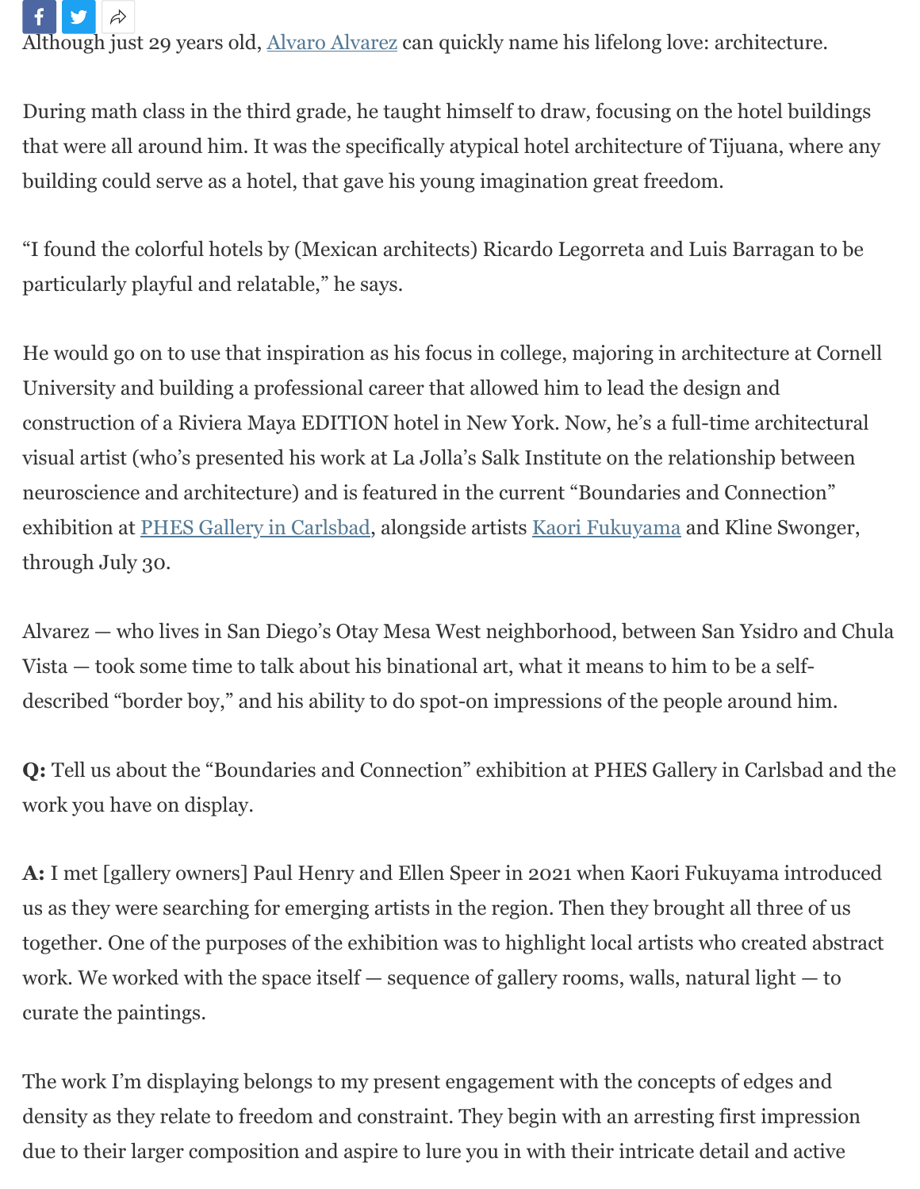Although just 29 years old, Alvaro Alvarez can quickly name his lifelong love: architecture.

During math class in the third grade, he taught himself to draw, focusing on the hotel buildings that were all around him. It was the specifically atypical hotel architecture of Tijuana, where any building could serve as a hotel, that gave his young imagination great freedom.

"I found the colorful hotels by (Mexican architects) Ricardo Legorreta and Luis Barragan to be particularly playful and relatable," he says.

He would go on to use that inspiration as his focus in college, majoring in architecture at Cornell University and building a professional career that allowed him to lead the design and construction of a Riviera Maya EDITION hotel in New York. Now, he's a full-time architectural visual artist (who's presented his work at La Jolla's Salk Institute on the relationship between neuroscience and architecture) and is featured in the current "Boundaries and Connection" exhibition at PHES Gallery in Carlsbad, alongside artists Kaori Fukuyama and Kline Swonger, through July 30.

Alvarez — who lives in San Diego's Otay Mesa West neighborhood, between San Ysidro and Chula Vista — took some time to talk about his binational art, what it means to him to be a self-described "border boy," and his ability to do spot-on impressions of the people around him.

**Q:** Tell us about the "Boundaries and Connection" exhibition at PHES Gallery in Carlsbad and the work you have on display.

**A:** I met [gallery owners] Paul Henry and Ellen Speer in 2021 when Kaori Fukuyama introduced us as they were searching for emerging artists in the region. Then they brought all three of us together. One of the purposes of the exhibition was to highlight local artists who created abstract work. We worked with the space itself — sequence of gallery rooms, walls, natural light — to curate the paintings.

The work I'm displaying belongs to my present engagement with the concepts of edges and density as they relate to freedom and constraint. They begin with an arresting first impression due to their larger composition and aspire to lure you in with their intricate detail and active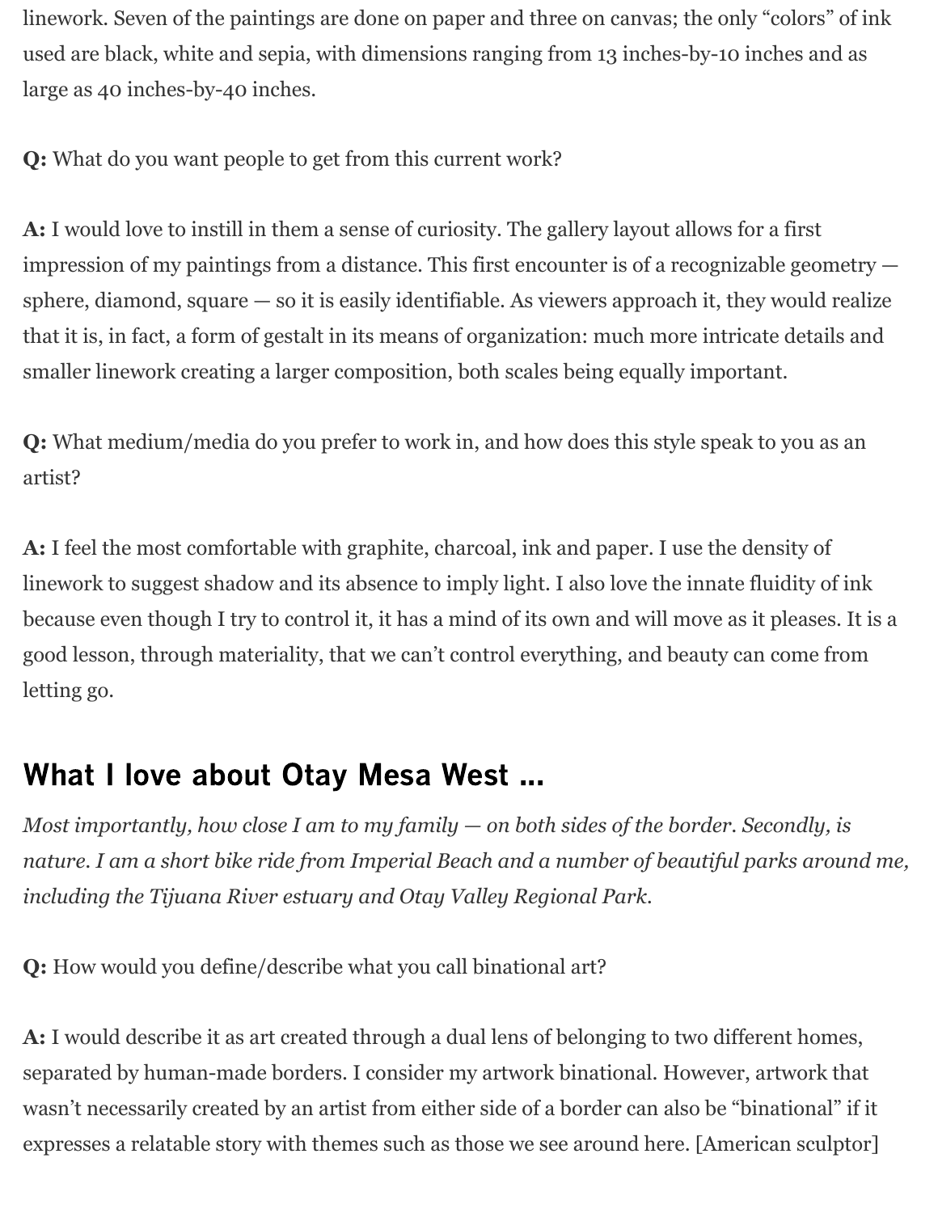linework. Seven of the paintings are done on paper and three on canvas; the only "colors" of ink used are black, white and sepia, with dimensions ranging from 13 inches-by-10 inches and as large as 40 inches-by-40 inches.

**Q:** What do you want people to get from this current work?

**A:** I would love to instill in them a sense of curiosity. The gallery layout allows for a first impression of my paintings from a distance. This first encounter is of a recognizable geometry — sphere, diamond, square — so it is easily identifiable. As viewers approach it, they would realize that it is, in fact, a form of gestalt in its means of organization: much more intricate details and smaller linework creating a larger composition, both scales being equally important.

**Q:** What medium/media do you prefer to work in, and how does this style speak to you as an artist?

**A:** I feel the most comfortable with graphite, charcoal, ink and paper. I use the density of linework to suggest shadow and its absence to imply light. I also love the innate fluidity of ink because even though I try to control it, it has a mind of its own and will move as it pleases. It is a good lesson, through materiality, that we can't control everything, and beauty can come from letting go.

## What I love about Otay Mesa West ...

*Most importantly, how close I am to my family — on both sides of the border. Secondly, is nature. I am a short bike ride from Imperial Beach and a number of beautiful parks around me, including the Tijuana River estuary and Otay Valley Regional Park.*

**Q:** How would you define/describe what you call binational art?

**A:** I would describe it as art created through a dual lens of belonging to two different homes, separated by human-made borders. I consider my artwork binational. However, artwork that wasn't necessarily created by an artist from either side of a border can also be "binational" if it expresses a relatable story with themes such as those we see around here. [American sculptor]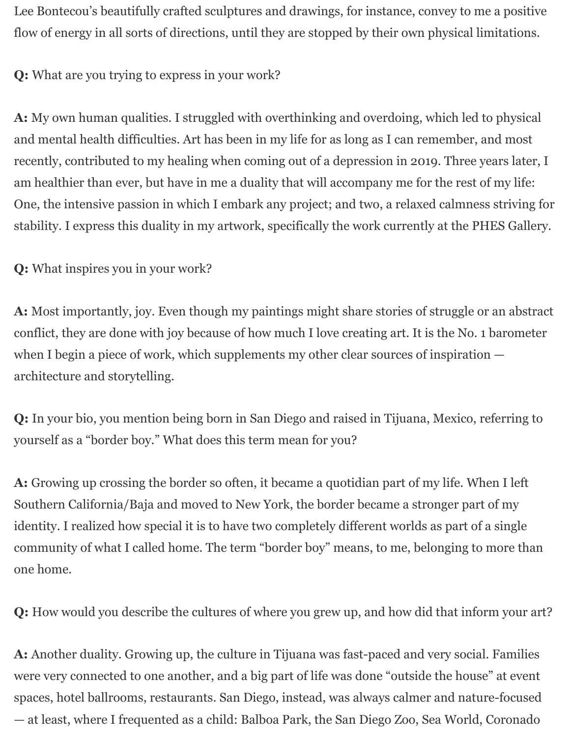Lee Bontecou's beautifully crafted sculptures and drawings, for instance, convey to me a positive flow of energy in all sorts of directions, until they are stopped by their own physical limitations.

**Q:** What are you trying to express in your work?

**A:** My own human qualities. I struggled with overthinking and overdoing, which led to physical and mental health difficulties. Art has been in my life for as long as I can remember, and most recently, contributed to my healing when coming out of a depression in 2019. Three years later, I am healthier than ever, but have in me a duality that will accompany me for the rest of my life: One, the intensive passion in which I embark any project; and two, a relaxed calmness striving for stability. I express this duality in my artwork, specifically the work currently at the PHES Gallery.

**Q:** What inspires you in your work?

**A:** Most importantly, joy. Even though my paintings might share stories of struggle or an abstract conflict, they are done with joy because of how much I love creating art. It is the No. 1 barometer when I begin a piece of work, which supplements my other clear sources of inspiration — architecture and storytelling.

**Q:** In your bio, you mention being born in San Diego and raised in Tijuana, Mexico, referring to yourself as a "border boy." What does this term mean for you?

**A:** Growing up crossing the border so often, it became a quotidian part of my life. When I left Southern California/Baja and moved to New York, the border became a stronger part of my identity. I realized how special it is to have two completely different worlds as part of a single community of what I called home. The term "border boy" means, to me, belonging to more than one home.

**Q:** How would you describe the cultures of where you grew up, and how did that inform your art?

**A:** Another duality. Growing up, the culture in Tijuana was fast-paced and very social. Families were very connected to one another, and a big part of life was done "outside the house" at event spaces, hotel ballrooms, restaurants. San Diego, instead, was always calmer and nature-focused — at least, where I frequented as a child: Balboa Park, the San Diego Zoo, Sea World, Coronado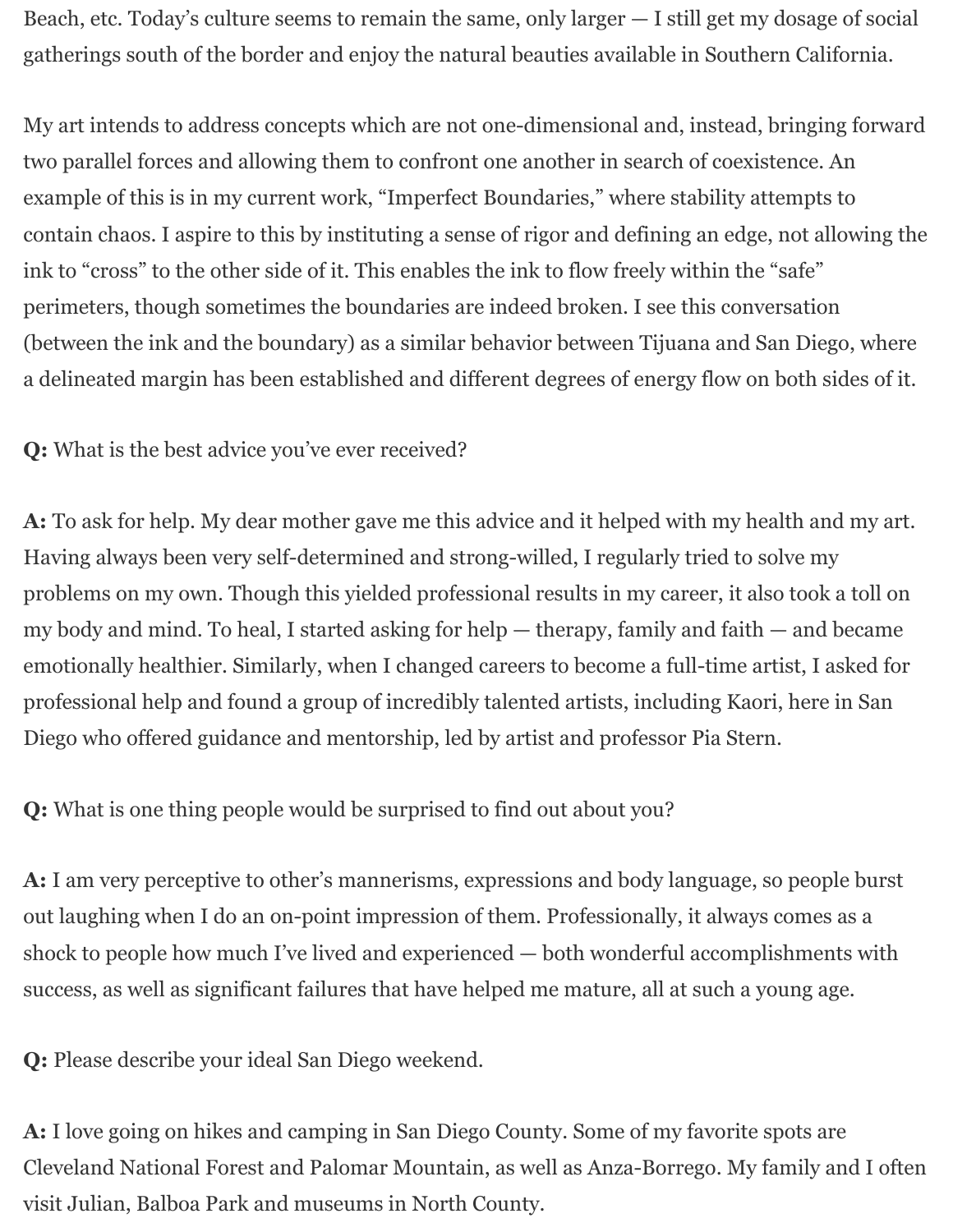Beach, etc. Today's culture seems to remain the same, only larger — I still get my dosage of social gatherings south of the border and enjoy the natural beauties available in Southern California.

My art intends to address concepts which are not one-dimensional and, instead, bringing forward two parallel forces and allowing them to confront one another in search of coexistence. An example of this is in my current work, "Imperfect Boundaries," where stability attempts to contain chaos. I aspire to this by instituting a sense of rigor and defining an edge, not allowing the ink to "cross" to the other side of it. This enables the ink to flow freely within the "safe" perimeters, though sometimes the boundaries are indeed broken. I see this conversation (between the ink and the boundary) as a similar behavior between Tijuana and San Diego, where a delineated margin has been established and different degrees of energy flow on both sides of it.

**Q:** What is the best advice you've ever received?

**A:** To ask for help. My dear mother gave me this advice and it helped with my health and my art. Having always been very self-determined and strong-willed, I regularly tried to solve my problems on my own. Though this yielded professional results in my career, it also took a toll on my body and mind. To heal, I started asking for help — therapy, family and faith — and became emotionally healthier. Similarly, when I changed careers to become a full-time artist, I asked for professional help and found a group of incredibly talented artists, including Kaori, here in San Diego who offered guidance and mentorship, led by artist and professor Pia Stern.

**Q:** What is one thing people would be surprised to find out about you?

**A:** I am very perceptive to other's mannerisms, expressions and body language, so people burst out laughing when I do an on-point impression of them. Professionally, it always comes as a shock to people how much I've lived and experienced — both wonderful accomplishments with success, as well as significant failures that have helped me mature, all at such a young age.

**Q:** Please describe your ideal San Diego weekend.

**A:** I love going on hikes and camping in San Diego County. Some of my favorite spots are Cleveland National Forest and Palomar Mountain, as well as Anza-Borrego. My family and I often visit Julian, Balboa Park and museums in North County.